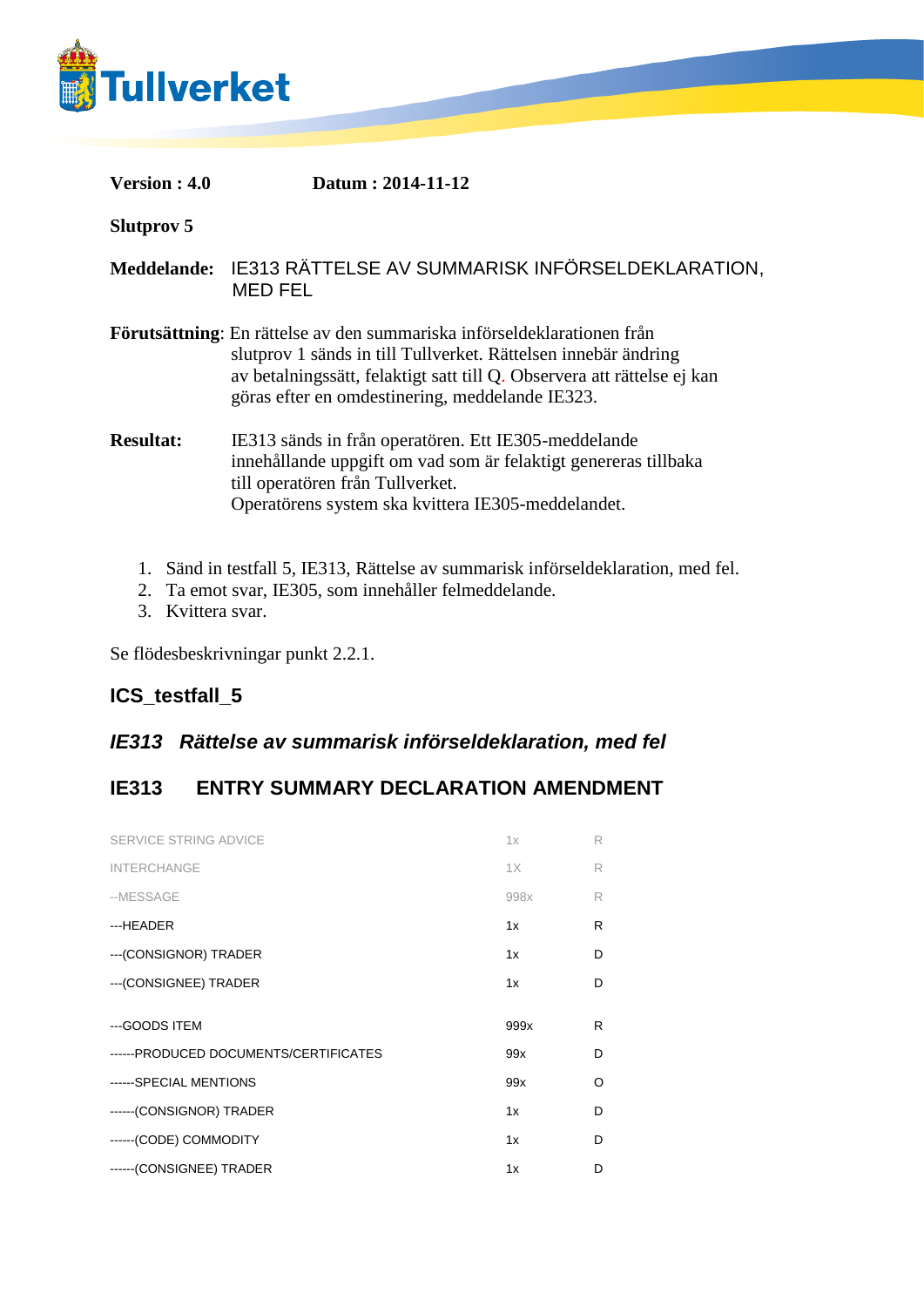**Version : 4.0** **Datum : 2014-11-12**

**Slutprov 5**

**Meddelande:** IE313 RÄTTELSE AV SUMMARISK INFÖRSELDEKLARATION, MED FEL

**Förutsättning**: En rättelse av den summariska införseldeklarationen från slutprov 1 sänds in till Tullverket. Rättelsen innebär ändring av betalningssätt, felaktigt satt till Q. Observera att rättelse ej kan göras efter en omdestinering, meddelande IE323.

**Resultat:** IE313 sänds in från operatören. Ett IE305-meddelande innehållande uppgift om vad som är felaktigt genereras tillbaka till operatören från Tullverket.
Operatörens system ska kvittera IE305-meddelandet.

1. Sänd in testfall 5, IE313, Rättelse av summarisk införseldeklaration, med fel.
2. Ta emot svar, IE305, som innehåller felmeddelande.
3. Kvittera svar.

Se flödesbeskrivningar punkt 2.2.1.

## ICS_testfall_5

### *IE313 Rättelse av summarisk införseldeklaration, med fel*

### IE313 ENTRY SUMMARY DECLARATION AMENDMENT

| | | |
|---|---|---|
| SERVICE STRING ADVICE | 1x | R |
| INTERCHANGE | 1X | R |
| --MESSAGE | 998x | R |
| ---HEADER | 1x | R |
| ---(CONSIGNOR) TRADER | 1x | D |
| ---(CONSIGNEE) TRADER | 1x | D |
| ---GOODS ITEM | 999x | R |
| ------PRODUCED DOCUMENTS/CERTIFICATES | 99x | D |
| ------SPECIAL MENTIONS | 99x | O |
| ------(CONSIGNOR) TRADER | 1x | D |
| ------(CODE) COMMODITY | 1x | D |
| ------(CONSIGNEE) TRADER | 1x | D |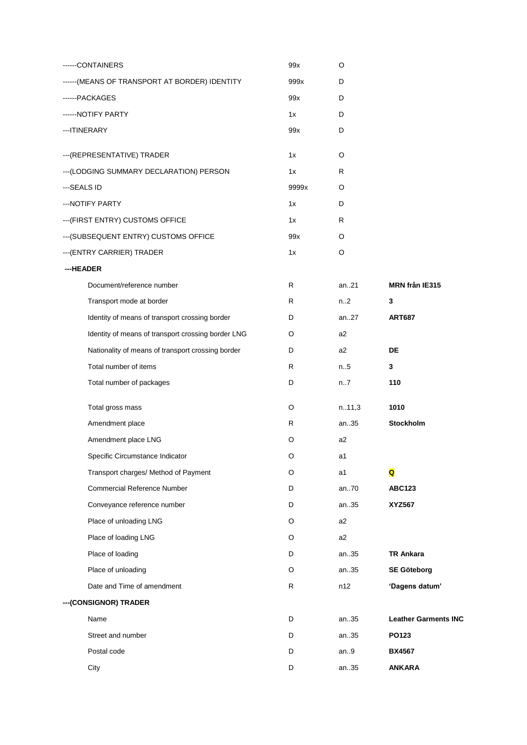| | | | |
|---|---|---|---|
| ------CONTAINERS | 99x | O | |
| ------(MEANS OF TRANSPORT AT BORDER) IDENTITY | 999x | D | |
| ------PACKAGES | 99x | D | |
| ------NOTIFY PARTY | 1x | D | |
| ---ITINERARY | 99x | D | |
| ---(REPRESENTATIVE) TRADER | 1x | O | |
| ---(LODGING SUMMARY DECLARATION) PERSON | 1x | R | |
| ---SEALS ID | 9999x | O | |
| ---NOTIFY PARTY | 1x | D | |
| ---(FIRST ENTRY) CUSTOMS OFFICE | 1x | R | |
| ---(SUBSEQUENT ENTRY) CUSTOMS OFFICE | 99x | O | |
| ---(ENTRY CARRIER) TRADER | 1x | O | |
| **---HEADER** | | | |
| Document/reference number | R | an..21 | **MRN från IE315** |
| Transport mode at border | R | n..2 | **3** |
| Identity of means of transport crossing border | D | an..27 | **ART687** |
| Identity of means of transport crossing border LNG | O | a2 | |
| Nationality of means of transport crossing border | D | a2 | **DE** |
| Total number of items | R | n..5 | **3** |
| Total number of packages | D | n..7 | **110** |
| Total gross mass | O | n..11,3 | **1010** |
| Amendment place | R | an..35 | **Stockholm** |
| Amendment place LNG | O | a2 | |
| Specific Circumstance Indicator | O | a1 | |
| Transport charges/ Method of Payment | O | a1 | **Q** |
| Commercial Reference Number | D | an..70 | **ABC123** |
| Conveyance reference number | D | an..35 | **XYZ567** |
| Place of unloading LNG | O | a2 | |
| Place of loading LNG | O | a2 | |
| Place of loading | D | an..35 | **TR Ankara** |
| Place of unloading | O | an..35 | **SE Göteborg** |
| Date and Time of amendment | R | n12 | **'Dagens datum'** |
| **---(CONSIGNOR) TRADER** | | | |
| Name | D | an..35 | **Leather Garments INC** |
| Street and number | D | an..35 | **PO123** |
| Postal code | D | an..9 | **BX4567** |
| City | D | an..35 | **ANKARA** |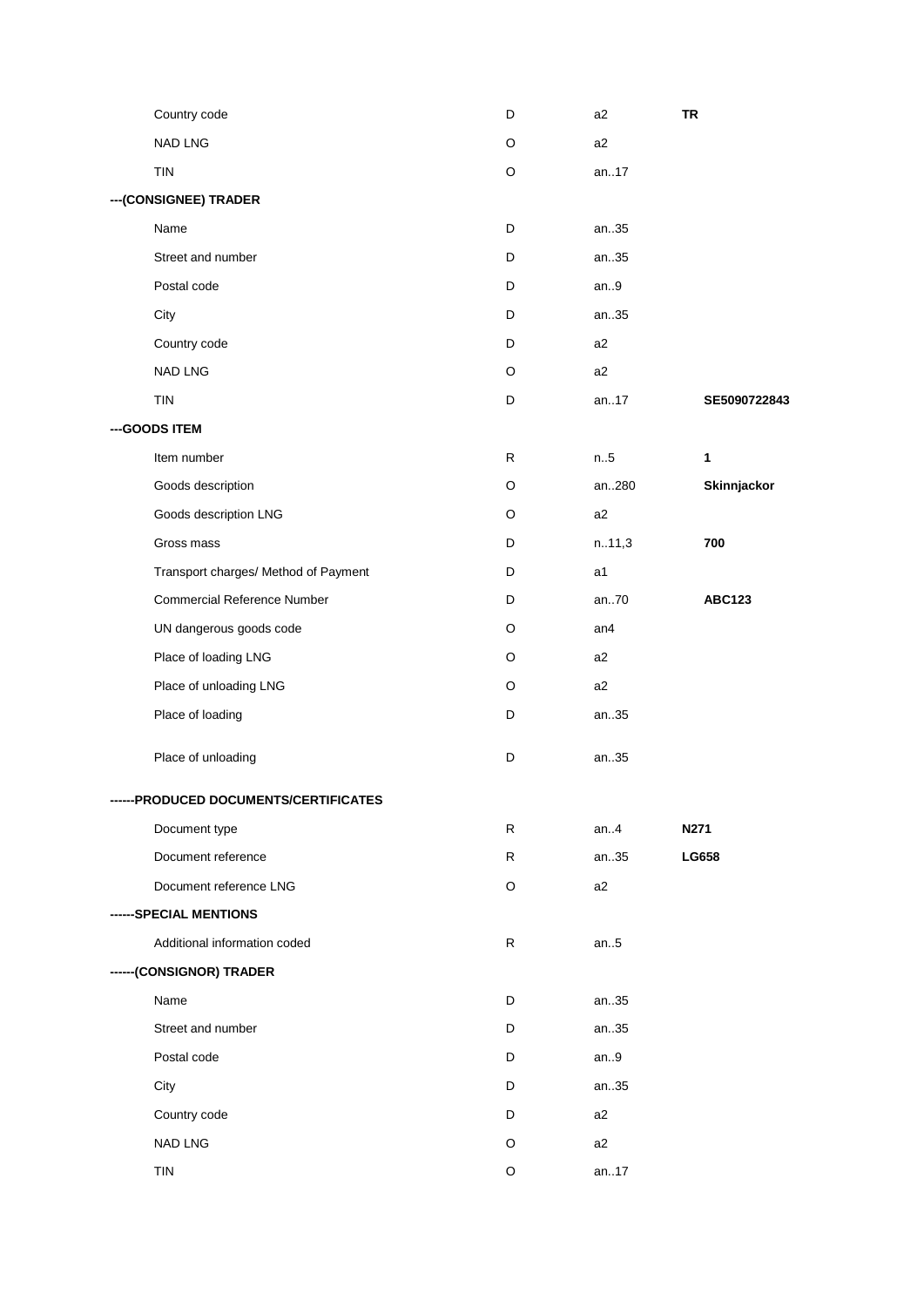| | | | |
|---|---|---|---|
| Country code | D | a2 | **TR** |
| NAD LNG | O | a2 | |
| TIN | O | an..17 | |
| **---(CONSIGNEE) TRADER** | | | |
| Name | D | an..35 | |
| Street and number | D | an..35 | |
| Postal code | D | an..9 | |
| City | D | an..35 | |
| Country code | D | a2 | |
| NAD LNG | O | a2 | |
| TIN | D | an..17 | **SE5090722843** |
| **---GOODS ITEM** | | | |
| Item number | R | n..5 | **1** |
| Goods description | O | an..280 | **Skinnjackor** |
| Goods description LNG | O | a2 | |
| Gross mass | D | n..11,3 | **700** |
| Transport charges/ Method of Payment | D | a1 | |
| Commercial Reference Number | D | an..70 | **ABC123** |
| UN dangerous goods code | O | an4 | |
| Place of loading LNG | O | a2 | |
| Place of unloading LNG | O | a2 | |
| Place of loading | D | an..35 | |
| Place of unloading | D | an..35 | |
| **------PRODUCED DOCUMENTS/CERTIFICATES** | | | |
| Document type | R | an..4 | **N271** |
| Document reference | R | an..35 | **LG658** |
| Document reference LNG | O | a2 | |
| **------SPECIAL MENTIONS** | | | |
| Additional information coded | R | an..5 | |
| **------(CONSIGNOR) TRADER** | | | |
| Name | D | an..35 | |
| Street and number | D | an..35 | |
| Postal code | D | an..9 | |
| City | D | an..35 | |
| Country code | D | a2 | |
| NAD LNG | O | a2 | |
| TIN | O | an..17 | |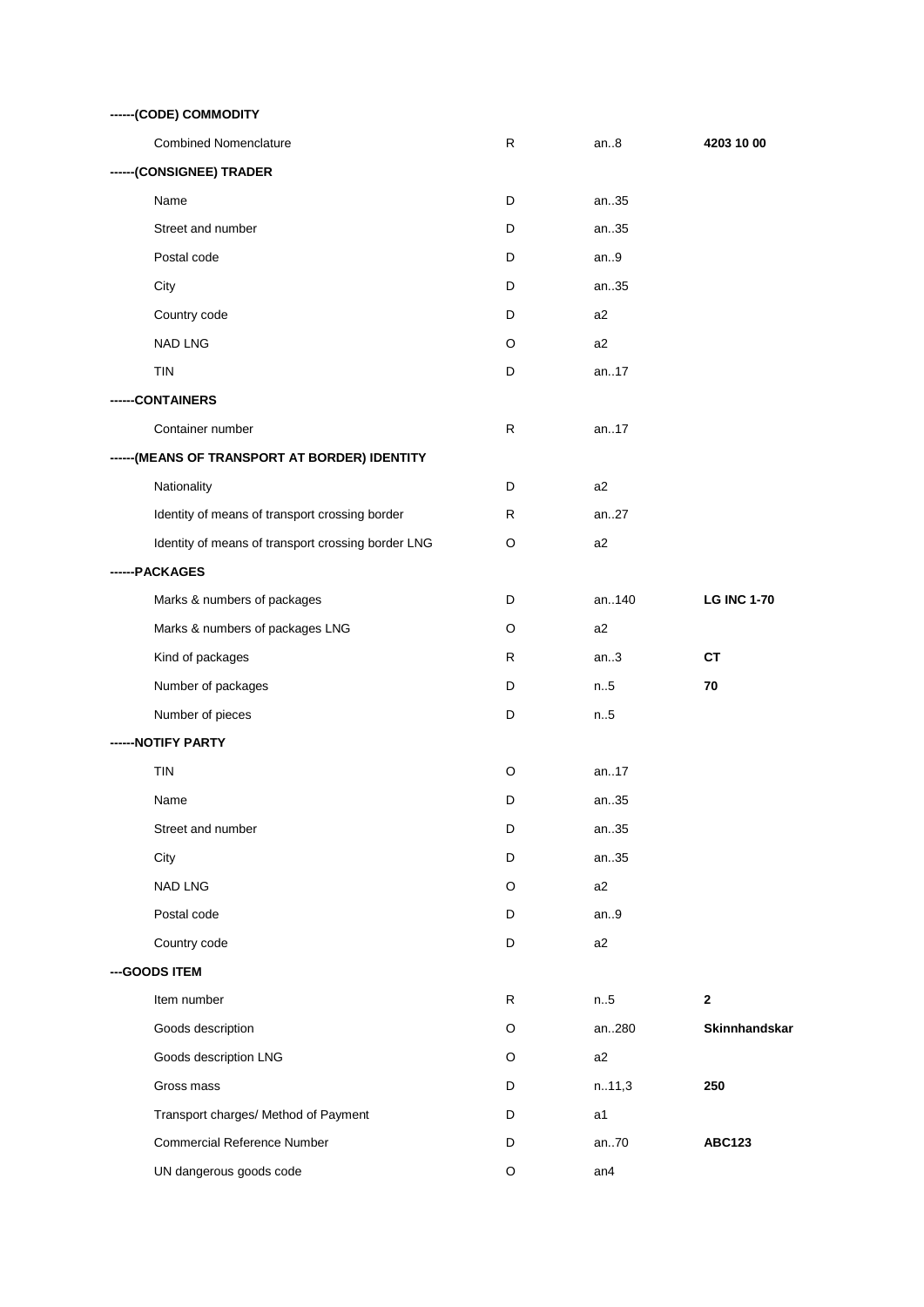| Field | Status | Format | Value |
|---|---|---|---|
| **------(CODE) COMMODITY** | | | |
| Combined Nomenclature | R | an..8 | **4203 10 00** |
| **------(CONSIGNEE) TRADER** | | | |
| Name | D | an..35 | |
| Street and number | D | an..35 | |
| Postal code | D | an..9 | |
| City | D | an..35 | |
| Country code | D | a2 | |
| NAD LNG | O | a2 | |
| TIN | D | an..17 | |
| **------CONTAINERS** | | | |
| Container number | R | an..17 | |
| **------(MEANS OF TRANSPORT AT BORDER) IDENTITY** | | | |
| Nationality | D | a2 | |
| Identity of means of transport crossing border | R | an..27 | |
| Identity of means of transport crossing border LNG | O | a2 | |
| **------PACKAGES** | | | |
| Marks & numbers of packages | D | an..140 | **LG INC 1-70** |
| Marks & numbers of packages LNG | O | a2 | |
| Kind of packages | R | an..3 | **CT** |
| Number of packages | D | n..5 | **70** |
| Number of pieces | D | n..5 | |
| **------NOTIFY PARTY** | | | |
| TIN | O | an..17 | |
| Name | D | an..35 | |
| Street and number | D | an..35 | |
| City | D | an..35 | |
| NAD LNG | O | a2 | |
| Postal code | D | an..9 | |
| Country code | D | a2 | |
| **---GOODS ITEM** | | | |
| Item number | R | n..5 | **2** |
| Goods description | O | an..280 | **Skinnhandskar** |
| Goods description LNG | O | a2 | |
| Gross mass | D | n..11,3 | **250** |
| Transport charges/ Method of Payment | D | a1 | |
| Commercial Reference Number | D | an..70 | **ABC123** |
| UN dangerous goods code | O | an4 | |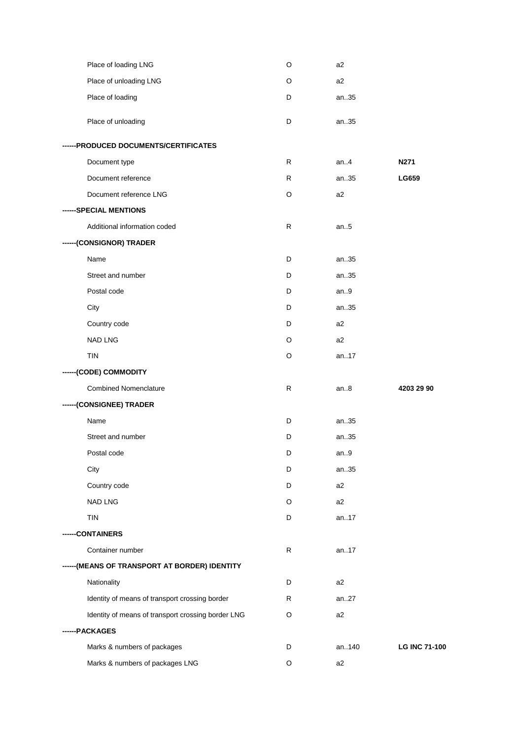| | | | |
|---|---|---|---|
| Place of loading LNG | O | a2 | |
| Place of unloading LNG | O | a2 | |
| Place of loading | D | an..35 | |
| Place of unloading | D | an..35 | |
| **------PRODUCED DOCUMENTS/CERTIFICATES** | | | |
| Document type | R | an..4 | **N271** |
| Document reference | R | an..35 | **LG659** |
| Document reference LNG | O | a2 | |
| **------SPECIAL MENTIONS** | | | |
| Additional information coded | R | an..5 | |
| **------(CONSIGNOR) TRADER** | | | |
| Name | D | an..35 | |
| Street and number | D | an..35 | |
| Postal code | D | an..9 | |
| City | D | an..35 | |
| Country code | D | a2 | |
| NAD LNG | O | a2 | |
| TIN | O | an..17 | |
| **------(CODE) COMMODITY** | | | |
| Combined Nomenclature | R | an..8 | **4203 29 90** |
| **------(CONSIGNEE) TRADER** | | | |
| Name | D | an..35 | |
| Street and number | D | an..35 | |
| Postal code | D | an..9 | |
| City | D | an..35 | |
| Country code | D | a2 | |
| NAD LNG | O | a2 | |
| TIN | D | an..17 | |
| **------CONTAINERS** | | | |
| Container number | R | an..17 | |
| **------(MEANS OF TRANSPORT AT BORDER) IDENTITY** | | | |
| Nationality | D | a2 | |
| Identity of means of transport crossing border | R | an..27 | |
| Identity of means of transport crossing border LNG | O | a2 | |
| **------PACKAGES** | | | |
| Marks & numbers of packages | D | an..140 | **LG INC 71-100** |
| Marks & numbers of packages LNG | O | a2 | |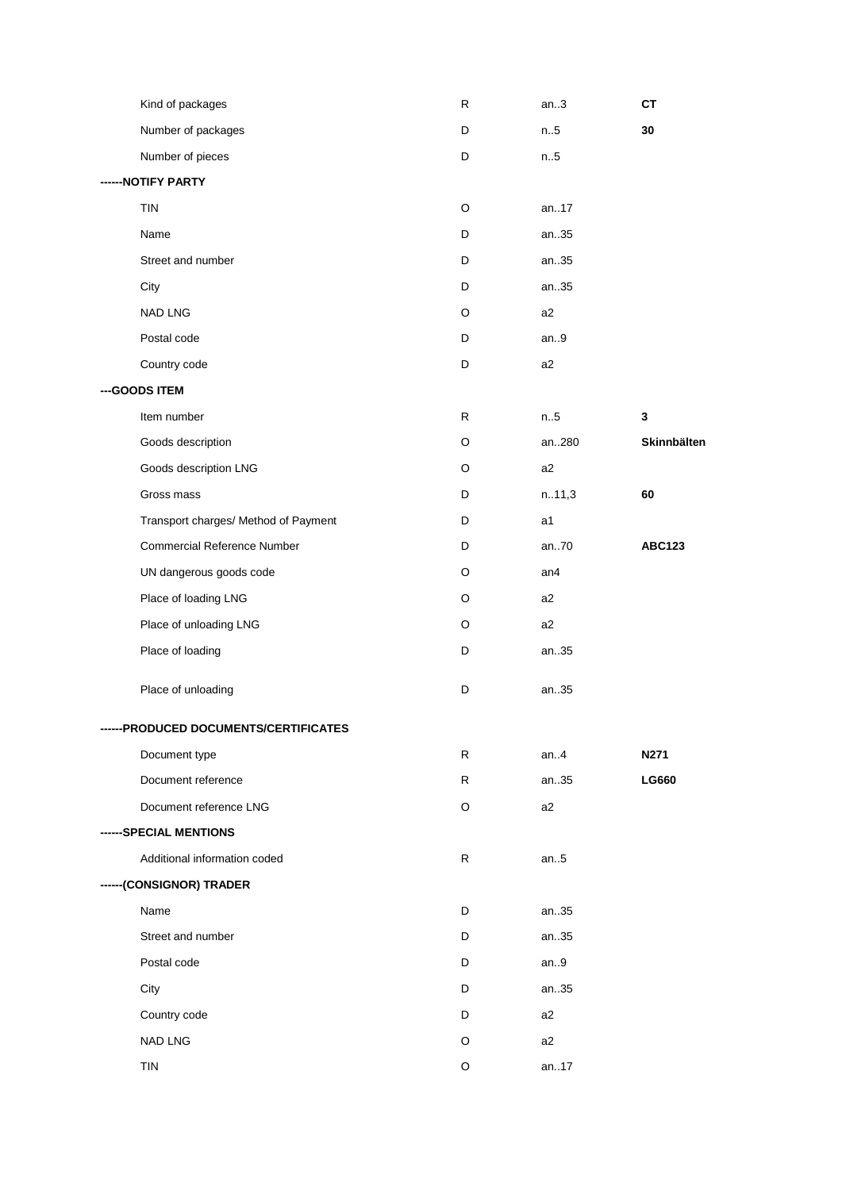| | | | |
|---|---|---|---|
| Kind of packages | R | an..3 | **CT** |
| Number of packages | D | n..5 | **30** |
| Number of pieces | D | n..5 | |
| **------NOTIFY PARTY** | | | |
| TIN | O | an..17 | |
| Name | D | an..35 | |
| Street and number | D | an..35 | |
| City | D | an..35 | |
| NAD LNG | O | a2 | |
| Postal code | D | an..9 | |
| Country code | D | a2 | |
| **---GOODS ITEM** | | | |
| Item number | R | n..5 | **3** |
| Goods description | O | an..280 | **Skinnbälten** |
| Goods description LNG | O | a2 | |
| Gross mass | D | n..11,3 | **60** |
| Transport charges/ Method of Payment | D | a1 | |
| Commercial Reference Number | D | an..70 | **ABC123** |
| UN dangerous goods code | O | an4 | |
| Place of loading LNG | O | a2 | |
| Place of unloading LNG | O | a2 | |
| Place of loading | D | an..35 | |
| Place of unloading | D | an..35 | |
| **------PRODUCED DOCUMENTS/CERTIFICATES** | | | |
| Document type | R | an..4 | **N271** |
| Document reference | R | an..35 | **LG660** |
| Document reference LNG | O | a2 | |
| **------SPECIAL MENTIONS** | | | |
| Additional information coded | R | an..5 | |
| **------(CONSIGNOR) TRADER** | | | |
| Name | D | an..35 | |
| Street and number | D | an..35 | |
| Postal code | D | an..9 | |
| City | D | an..35 | |
| Country code | D | a2 | |
| NAD LNG | O | a2 | |
| TIN | O | an..17 | |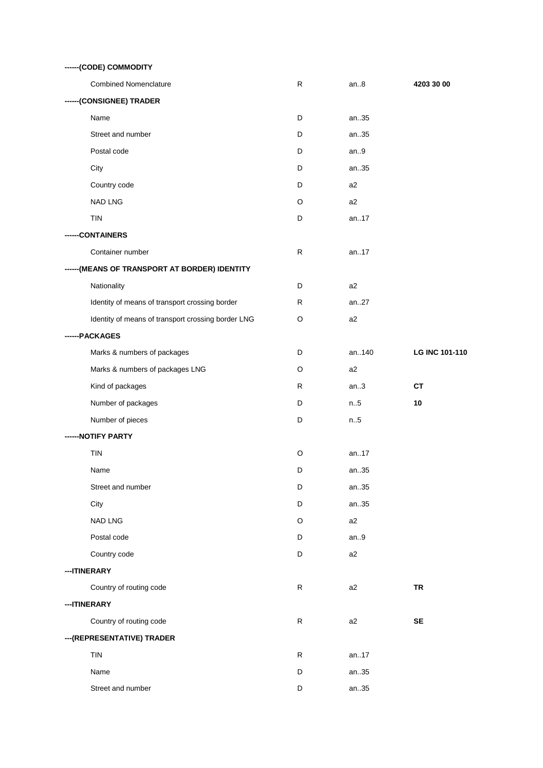| | | | |
|---|---|---|---|
| **------(CODE) COMMODITY** | | | |
| Combined Nomenclature | R | an..8 | **4203 30 00** |
| **------(CONSIGNEE) TRADER** | | | |
| Name | D | an..35 | |
| Street and number | D | an..35 | |
| Postal code | D | an..9 | |
| City | D | an..35 | |
| Country code | D | a2 | |
| NAD LNG | O | a2 | |
| TIN | D | an..17 | |
| **------CONTAINERS** | | | |
| Container number | R | an..17 | |
| **------(MEANS OF TRANSPORT AT BORDER) IDENTITY** | | | |
| Nationality | D | a2 | |
| Identity of means of transport crossing border | R | an..27 | |
| Identity of means of transport crossing border LNG | O | a2 | |
| **------PACKAGES** | | | |
| Marks & numbers of packages | D | an..140 | **LG INC 101-110** |
| Marks & numbers of packages LNG | O | a2 | |
| Kind of packages | R | an..3 | **CT** |
| Number of packages | D | n..5 | **10** |
| Number of pieces | D | n..5 | |
| **------NOTIFY PARTY** | | | |
| TIN | O | an..17 | |
| Name | D | an..35 | |
| Street and number | D | an..35 | |
| City | D | an..35 | |
| NAD LNG | O | a2 | |
| Postal code | D | an..9 | |
| Country code | D | a2 | |
| **---ITINERARY** | | | |
| Country of routing code | R | a2 | **TR** |
| **---ITINERARY** | | | |
| Country of routing code | R | a2 | **SE** |
| **---(REPRESENTATIVE) TRADER** | | | |
| TIN | R | an..17 | |
| Name | D | an..35 | |
| Street and number | D | an..35 | |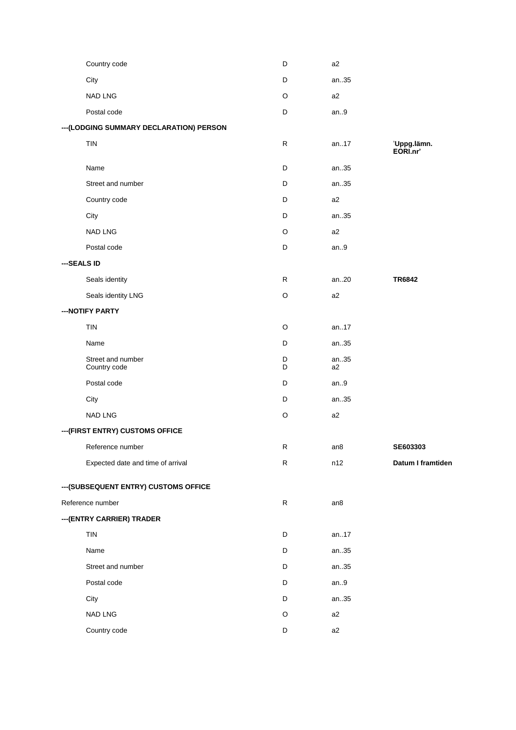| | | | |
|---|---|---|---|
| Country code | D | a2 | |
| City | D | an..35 | |
| NAD LNG | O | a2 | |
| Postal code | D | an..9 | |
| **---(LODGING SUMMARY DECLARATION) PERSON** | | | |
| TIN | R | an..17 | **'Uppg.lämn. EORI.nr'** |
| Name | D | an..35 | |
| Street and number | D | an..35 | |
| Country code | D | a2 | |
| City | D | an..35 | |
| NAD LNG | O | a2 | |
| Postal code | D | an..9 | |
| **---SEALS ID** | | | |
| Seals identity | R | an..20 | **TR6842** |
| Seals identity LNG | O | a2 | |
| **---NOTIFY PARTY** | | | |
| TIN | O | an..17 | |
| Name | D | an..35 | |
| Street and number | D | an..35 | |
| Country code | D | a2 | |
| Postal code | D | an..9 | |
| City | D | an..35 | |
| NAD LNG | O | a2 | |
| **---(FIRST ENTRY) CUSTOMS OFFICE** | | | |
| Reference number | R | an8 | **SE603303** |
| Expected date and time of arrival | R | n12 | **Datum I framtiden** |
| **---(SUBSEQUENT ENTRY) CUSTOMS OFFICE** | | | |
| Reference number | R | an8 | |
| **---(ENTRY CARRIER) TRADER** | | | |
| TIN | D | an..17 | |
| Name | D | an..35 | |
| Street and number | D | an..35 | |
| Postal code | D | an..9 | |
| City | D | an..35 | |
| NAD LNG | O | a2 | |
| Country code | D | a2 | |